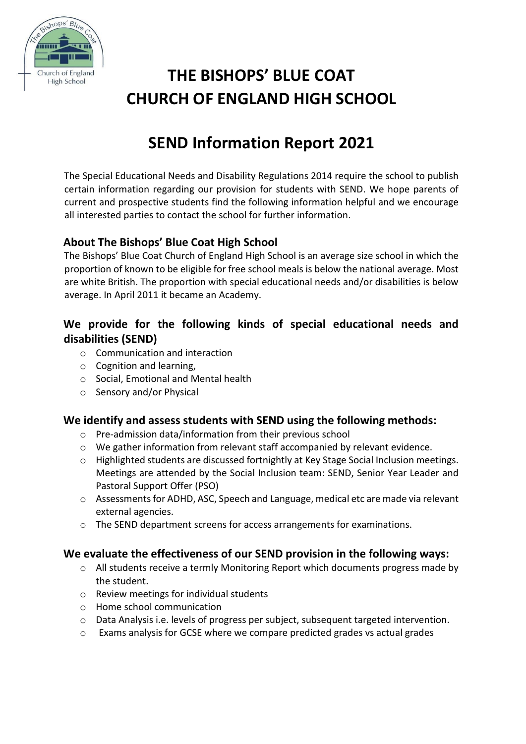# THE BISHOPS' BLUE COAT CHURCH OF ENGLAND HIGH SCHOOL

# SEND Information Report 2021

The Special Educational Needs and Disability Regulations 2014 require the school to publish certain information regarding our provision for students with SEND. We hope parents of current and prospective students find the following information helpful and we encourage all interested parties to contact the school for further information.

### About The Bishops' Blue Coat High School

The Bishops' Blue Coat Church of England High School is an average size school in which the proportion of known to be eligible for free school meals is below the national average. Most are white British. The proportion with special educational needs and/or disabilities is below average. In April 2011 it became an Academy.

## We provide for the following kinds of special educational needs and disabilities (SEND)

- Communication and interaction
- Cognition and learning,
- Social, Emotional and Mental health
- Sensory and/or Physical

## We identify and assess students with SEND using the following methods:

- Pre-admission data/information from their previous school
- We gather information from relevant staff accompanied by relevant evidence.
- Highlighted students are discussed fortnightly at Key Stage Social Inclusion meetings. Meetings are attended by the Social Inclusion team: SEND, Senior Year Leader and Pastoral Support Offer (PSO)
- Assessments for ADHD, ASC, Speech and Language, medical etc are made via relevant external agencies.
- The SEND department screens for access arrangements for examinations.

## We evaluate the effectiveness of our SEND provision in the following ways:

- All students receive a termly Monitoring Report which documents progress made by the student.
- Review meetings for individual students
- Home school communication
- Data Analysis i.e. levels of progress per subject, subsequent targeted intervention.
- Exams analysis for GCSE where we compare predicted grades vs actual grades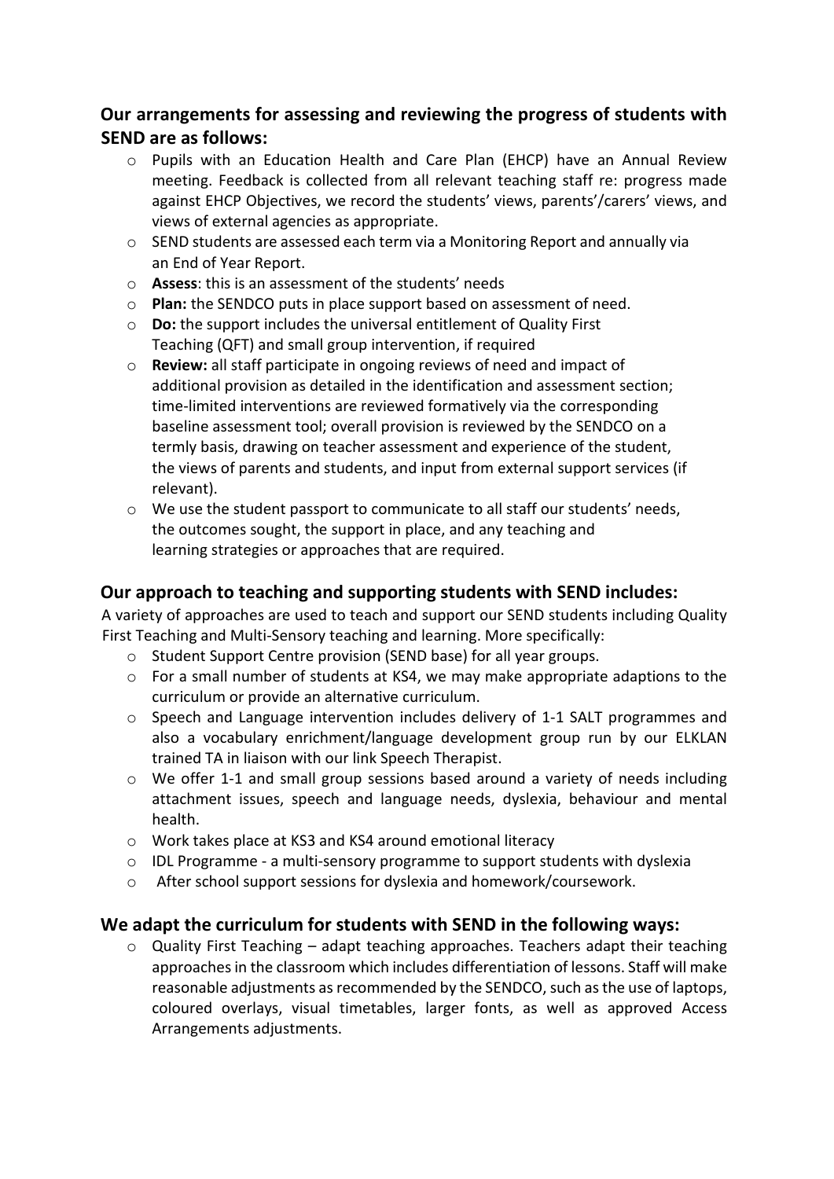## Our arrangements for assessing and reviewing the progress of students with SEND are as follows:

- Pupils with an Education Health and Care Plan (EHCP) have an Annual Review meeting. Feedback is collected from all relevant teaching staff re: progress made against EHCP Objectives, we record the students' views, parents'/carers' views, and views of external agencies as appropriate.
- SEND students are assessed each term via a Monitoring Report and annually via an End of Year Report.
- **Assess**: this is an assessment of the students' needs
- **Plan:** the SENDCO puts in place support based on assessment of need.
- **Do:** the support includes the universal entitlement of Quality First Teaching (QFT) and small group intervention, if required
- **Review:** all staff participate in ongoing reviews of need and impact of additional provision as detailed in the identification and assessment section; time-limited interventions are reviewed formatively via the corresponding baseline assessment tool; overall provision is reviewed by the SENDCO on a termly basis, drawing on teacher assessment and experience of the student, the views of parents and students, and input from external support services (if relevant).
- We use the student passport to communicate to all staff our students' needs, the outcomes sought, the support in place, and any teaching and learning strategies or approaches that are required.

## Our approach to teaching and supporting students with SEND includes:

A variety of approaches are used to teach and support our SEND students including Quality First Teaching and Multi-Sensory teaching and learning. More specifically:

- Student Support Centre provision (SEND base) for all year groups.
- For a small number of students at KS4, we may make appropriate adaptions to the curriculum or provide an alternative curriculum.
- Speech and Language intervention includes delivery of 1-1 SALT programmes and also a vocabulary enrichment/language development group run by our ELKLAN trained TA in liaison with our link Speech Therapist.
- We offer 1-1 and small group sessions based around a variety of needs including attachment issues, speech and language needs, dyslexia, behaviour and mental health.
- Work takes place at KS3 and KS4 around emotional literacy
- IDL Programme - a multi-sensory programme to support students with dyslexia
- After school support sessions for dyslexia and homework/coursework.

## We adapt the curriculum for students with SEND in the following ways:

- Quality First Teaching – adapt teaching approaches. Teachers adapt their teaching approaches in the classroom which includes differentiation of lessons. Staff will make reasonable adjustments as recommended by the SENDCO, such as the use of laptops, coloured overlays, visual timetables, larger fonts, as well as approved Access Arrangements adjustments.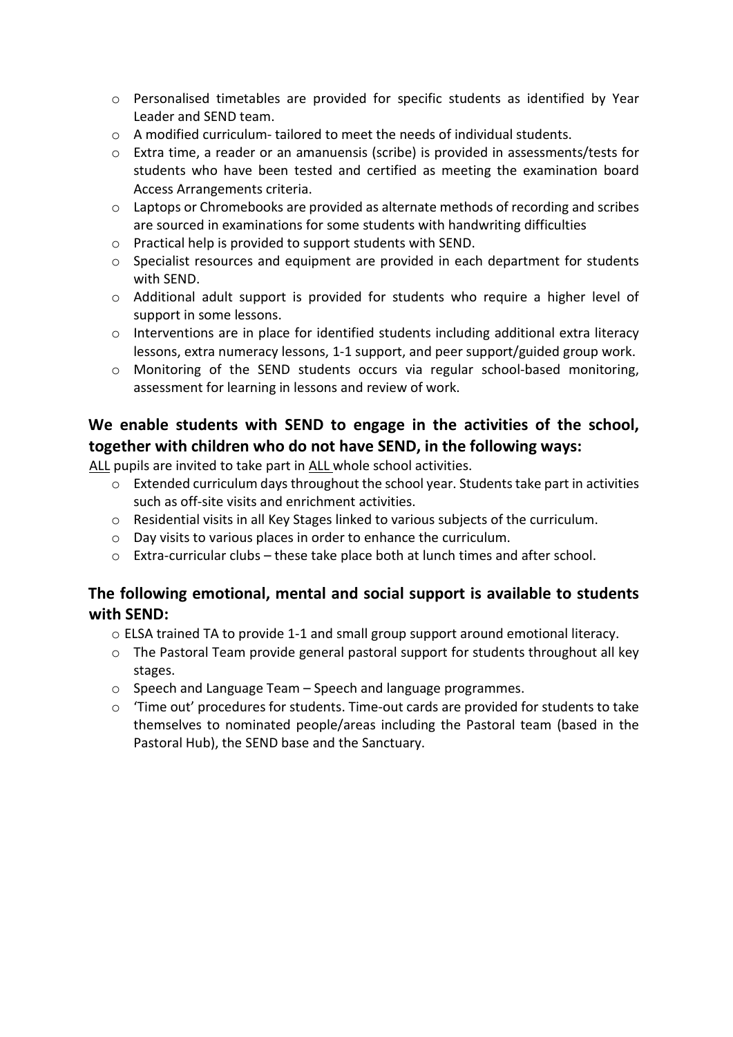- Personalised timetables are provided for specific students as identified by Year Leader and SEND team.
- A modified curriculum- tailored to meet the needs of individual students.
- Extra time, a reader or an amanuensis (scribe) is provided in assessments/tests for students who have been tested and certified as meeting the examination board Access Arrangements criteria.
- Laptops or Chromebooks are provided as alternate methods of recording and scribes are sourced in examinations for some students with handwriting difficulties
- Practical help is provided to support students with SEND.
- Specialist resources and equipment are provided in each department for students with SEND.
- Additional adult support is provided for students who require a higher level of support in some lessons.
- Interventions are in place for identified students including additional extra literacy lessons, extra numeracy lessons, 1-1 support, and peer support/guided group work.
- Monitoring of the SEND students occurs via regular school-based monitoring, assessment for learning in lessons and review of work.

## We enable students with SEND to engage in the activities of the school, together with children who do not have SEND, in the following ways:

ALL pupils are invited to take part in ALL whole school activities.

- Extended curriculum days throughout the school year. Students take part in activities such as off-site visits and enrichment activities.
- Residential visits in all Key Stages linked to various subjects of the curriculum.
- Day visits to various places in order to enhance the curriculum.
- Extra-curricular clubs – these take place both at lunch times and after school.

## The following emotional, mental and social support is available to students with SEND:

- ELSA trained TA to provide 1-1 and small group support around emotional literacy.
- The Pastoral Team provide general pastoral support for students throughout all key stages.
- Speech and Language Team – Speech and language programmes.
- 'Time out' procedures for students. Time-out cards are provided for students to take themselves to nominated people/areas including the Pastoral team (based in the Pastoral Hub), the SEND base and the Sanctuary.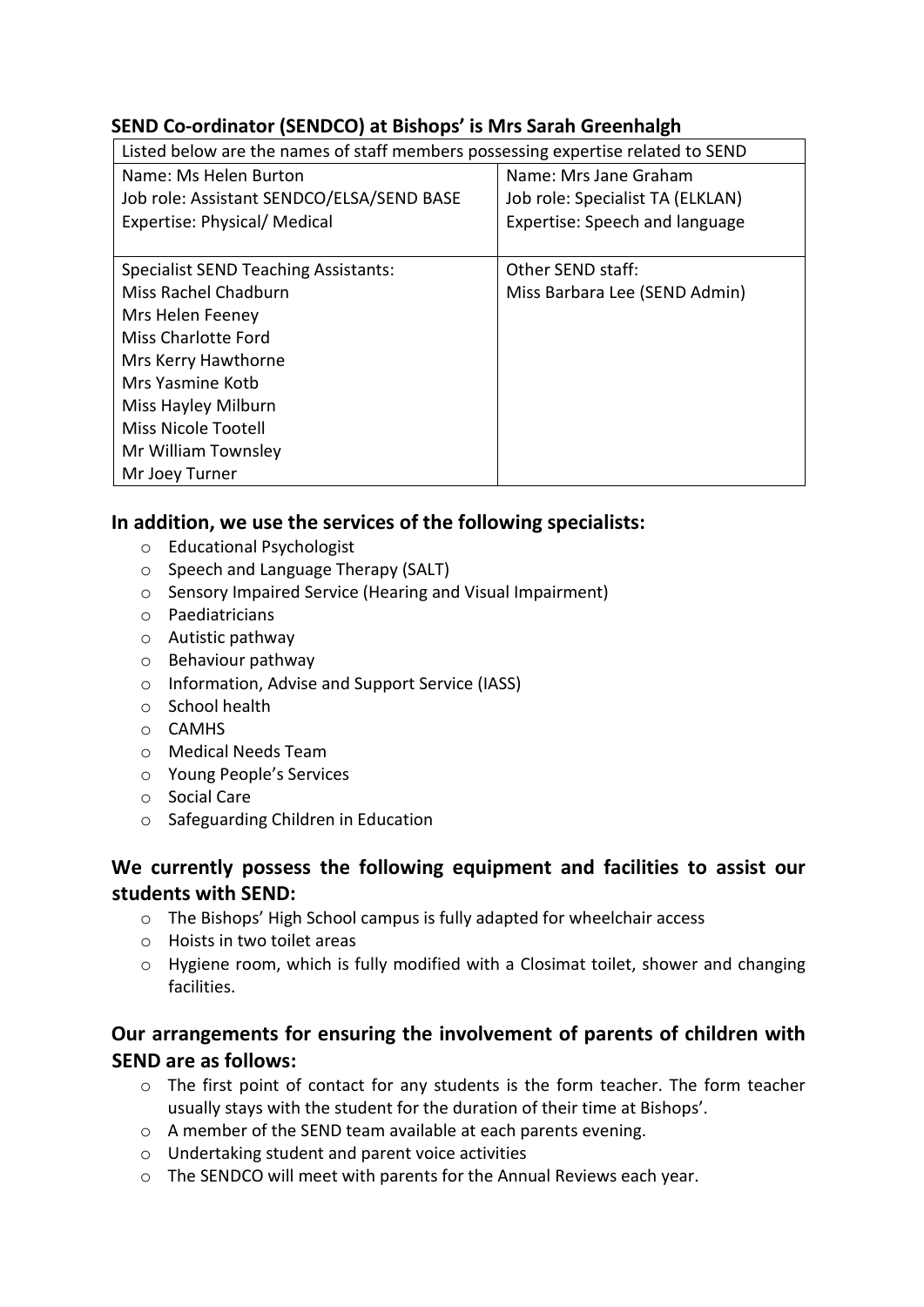### SEND Co-ordinator (SENDCO) at Bishops' is Mrs Sarah Greenhalgh

| Listed below are the names of staff members possessing expertise related to SEND | |
|---|---|
| Name: Ms Helen Burton<br>Job role: Assistant SENDCO/ELSA/SEND BASE<br>Expertise: Physical/ Medical | Name: Mrs Jane Graham<br>Job role: Specialist TA (ELKLAN)<br>Expertise: Speech and language |
| Specialist SEND Teaching Assistants:<br>Miss Rachel Chadburn<br>Mrs Helen Feeney<br>Miss Charlotte Ford<br>Mrs Kerry Hawthorne<br>Mrs Yasmine Kotb<br>Miss Hayley Milburn<br>Miss Nicole Tootell<br>Mr William Townsley<br>Mr Joey Turner | Other SEND staff:<br>Miss Barbara Lee (SEND Admin) |

### In addition, we use the services of the following specialists:

- Educational Psychologist
- Speech and Language Therapy (SALT)
- Sensory Impaired Service (Hearing and Visual Impairment)
- Paediatricians
- Autistic pathway
- Behaviour pathway
- Information, Advise and Support Service (IASS)
- School health
- CAMHS
- Medical Needs Team
- Young People's Services
- Social Care
- Safeguarding Children in Education

### We currently possess the following equipment and facilities to assist our students with SEND:

- The Bishops' High School campus is fully adapted for wheelchair access
- Hoists in two toilet areas
- Hygiene room, which is fully modified with a Closimat toilet, shower and changing facilities.

### Our arrangements for ensuring the involvement of parents of children with SEND are as follows:

- The first point of contact for any students is the form teacher. The form teacher usually stays with the student for the duration of their time at Bishops'.
- A member of the SEND team available at each parents evening.
- Undertaking student and parent voice activities
- The SENDCO will meet with parents for the Annual Reviews each year.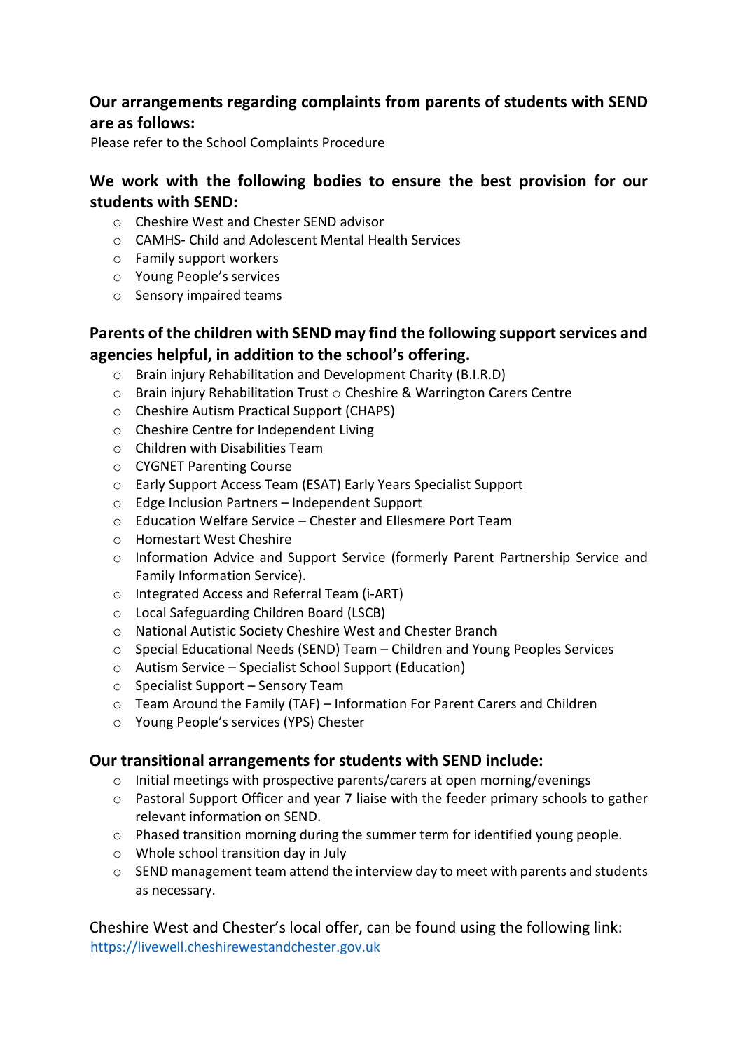**Our arrangements regarding complaints from parents of students with SEND are as follows:**

Please refer to the School Complaints Procedure

**We work with the following bodies to ensure the best provision for our students with SEND:**

- Cheshire West and Chester SEND advisor
- CAMHS- Child and Adolescent Mental Health Services
- Family support workers
- Young People's services
- Sensory impaired teams

**Parents of the children with SEND may find the following support services and agencies helpful, in addition to the school's offering.**

- Brain injury Rehabilitation and Development Charity (B.I.R.D)
- Brain injury Rehabilitation Trust ○ Cheshire & Warrington Carers Centre
- Cheshire Autism Practical Support (CHAPS)
- Cheshire Centre for Independent Living
- Children with Disabilities Team
- CYGNET Parenting Course
- Early Support Access Team (ESAT) Early Years Specialist Support
- Edge Inclusion Partners – Independent Support
- Education Welfare Service – Chester and Ellesmere Port Team
- Homestart West Cheshire
- Information Advice and Support Service (formerly Parent Partnership Service and Family Information Service).
- Integrated Access and Referral Team (i-ART)
- Local Safeguarding Children Board (LSCB)
- National Autistic Society Cheshire West and Chester Branch
- Special Educational Needs (SEND) Team – Children and Young Peoples Services
- Autism Service – Specialist School Support (Education)
- Specialist Support – Sensory Team
- Team Around the Family (TAF) – Information For Parent Carers and Children
- Young People's services (YPS) Chester

**Our transitional arrangements for students with SEND include:**

- Initial meetings with prospective parents/carers at open morning/evenings
- Pastoral Support Officer and year 7 liaise with the feeder primary schools to gather relevant information on SEND.
- Phased transition morning during the summer term for identified young people.
- Whole school transition day in July
- SEND management team attend the interview day to meet with parents and students as necessary.

Cheshire West and Chester's local offer, can be found using the following link:
https://livewell.cheshirewestandchester.gov.uk